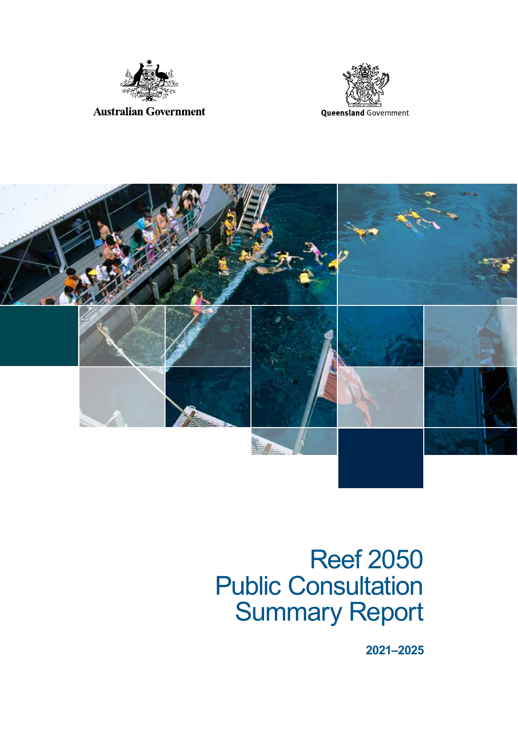Australian Government

Queensland Government

# Reef 2050 Public Consultation Summary Report

**2021–2025**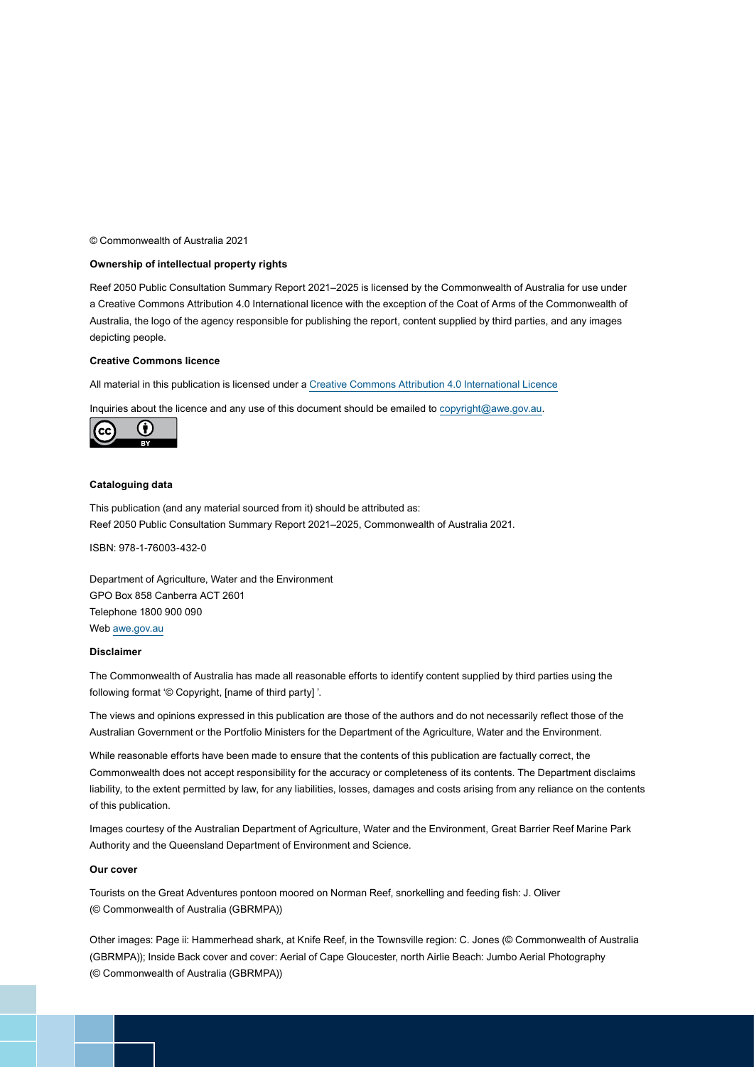© Commonwealth of Australia 2021

**Ownership of intellectual property rights**

Reef 2050 Public Consultation Summary Report 2021–2025 is licensed by the Commonwealth of Australia for use under a Creative Commons Attribution 4.0 International licence with the exception of the Coat of Arms of the Commonwealth of Australia, the logo of the agency responsible for publishing the report, content supplied by third parties, and any images depicting people.

**Creative Commons licence**

All material in this publication is licensed under a Creative Commons Attribution 4.0 International Licence

Inquiries about the licence and any use of this document should be emailed to copyright@awe.gov.au.

**Cataloguing data**

This publication (and any material sourced from it) should be attributed as:
Reef 2050 Public Consultation Summary Report 2021–2025, Commonwealth of Australia 2021.

ISBN: 978-1-76003-432-0

Department of Agriculture, Water and the Environment
GPO Box 858 Canberra ACT 2601
Telephone 1800 900 090
Web awe.gov.au

**Disclaimer**

The Commonwealth of Australia has made all reasonable efforts to identify content supplied by third parties using the following format '© Copyright, [name of third party] '.

The views and opinions expressed in this publication are those of the authors and do not necessarily reflect those of the Australian Government or the Portfolio Ministers for the Department of the Agriculture, Water and the Environment.

While reasonable efforts have been made to ensure that the contents of this publication are factually correct, the Commonwealth does not accept responsibility for the accuracy or completeness of its contents. The Department disclaims liability, to the extent permitted by law, for any liabilities, losses, damages and costs arising from any reliance on the contents of this publication.

Images courtesy of the Australian Department of Agriculture, Water and the Environment, Great Barrier Reef Marine Park Authority and the Queensland Department of Environment and Science.

**Our cover**

Tourists on the Great Adventures pontoon moored on Norman Reef, snorkelling and feeding fish: J. Oliver
(© Commonwealth of Australia (GBRMPA))

Other images: Page ii: Hammerhead shark, at Knife Reef, in the Townsville region: C. Jones (© Commonwealth of Australia (GBRMPA)); Inside Back cover and cover: Aerial of Cape Gloucester, north Airlie Beach: Jumbo Aerial Photography
(© Commonwealth of Australia (GBRMPA))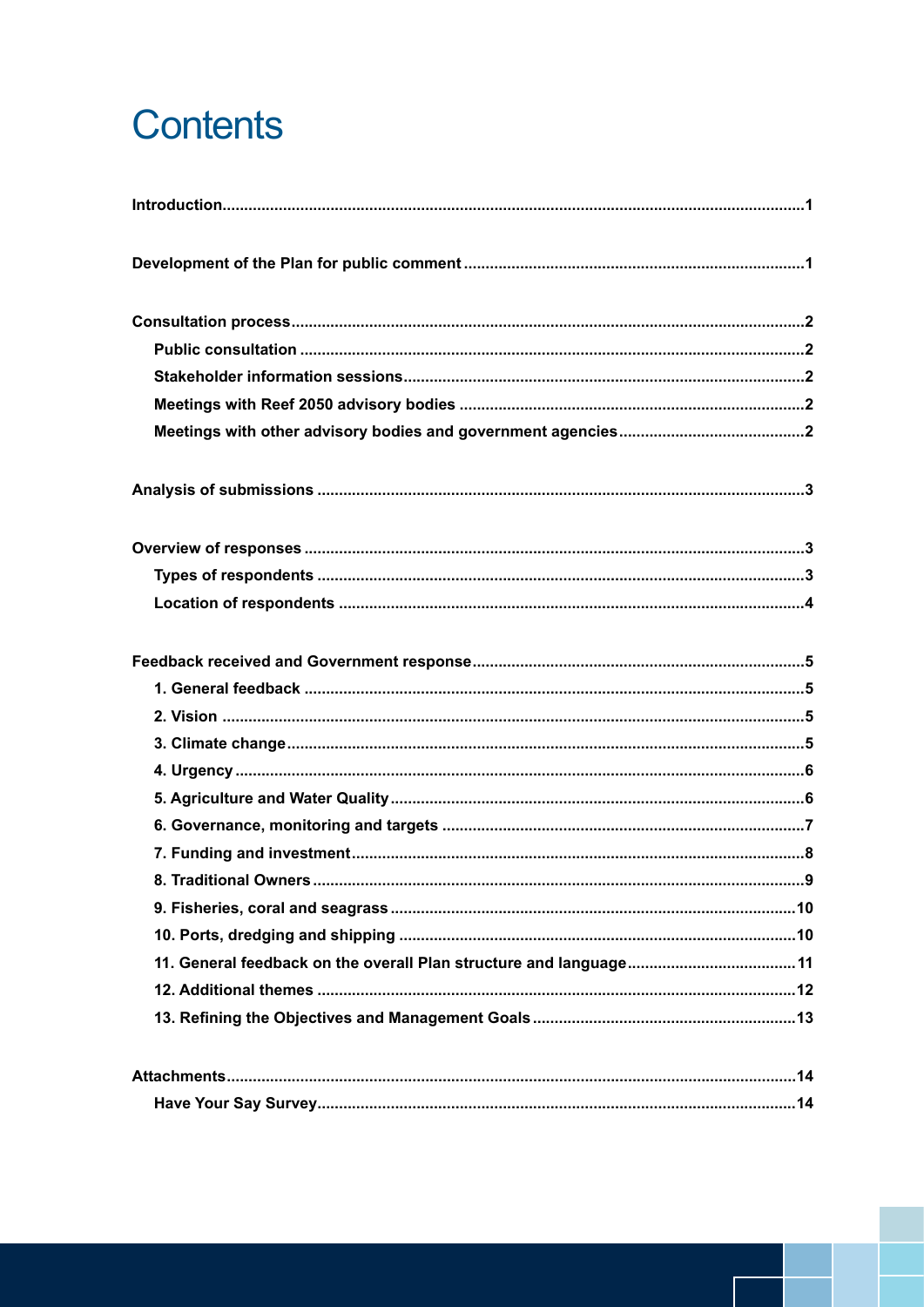# Contents

**Introduction** .... 1

**Development of the Plan for public comment** .... 1

**Consultation process** .... 2

- **Public consultation** .... 2
- **Stakeholder information sessions** .... 2
- **Meetings with Reef 2050 advisory bodies** .... 2
- **Meetings with other advisory bodies and government agencies** .... 2

**Analysis of submissions** .... 3

**Overview of responses** .... 3

- **Types of respondents** .... 3
- **Location of respondents** .... 4

**Feedback received and Government response** .... 5

- **1. General feedback** .... 5
- **2. Vision** .... 5
- **3. Climate change** .... 5
- **4. Urgency** .... 6
- **5. Agriculture and Water Quality** .... 6
- **6. Governance, monitoring and targets** .... 7
- **7. Funding and investment** .... 8
- **8. Traditional Owners** .... 9
- **9. Fisheries, coral and seagrass** .... 10
- **10. Ports, dredging and shipping** .... 10
- **11. General feedback on the overall Plan structure and language** .... 11
- **12. Additional themes** .... 12
- **13. Refining the Objectives and Management Goals** .... 13

**Attachments** .... 14

- **Have Your Say Survey** .... 14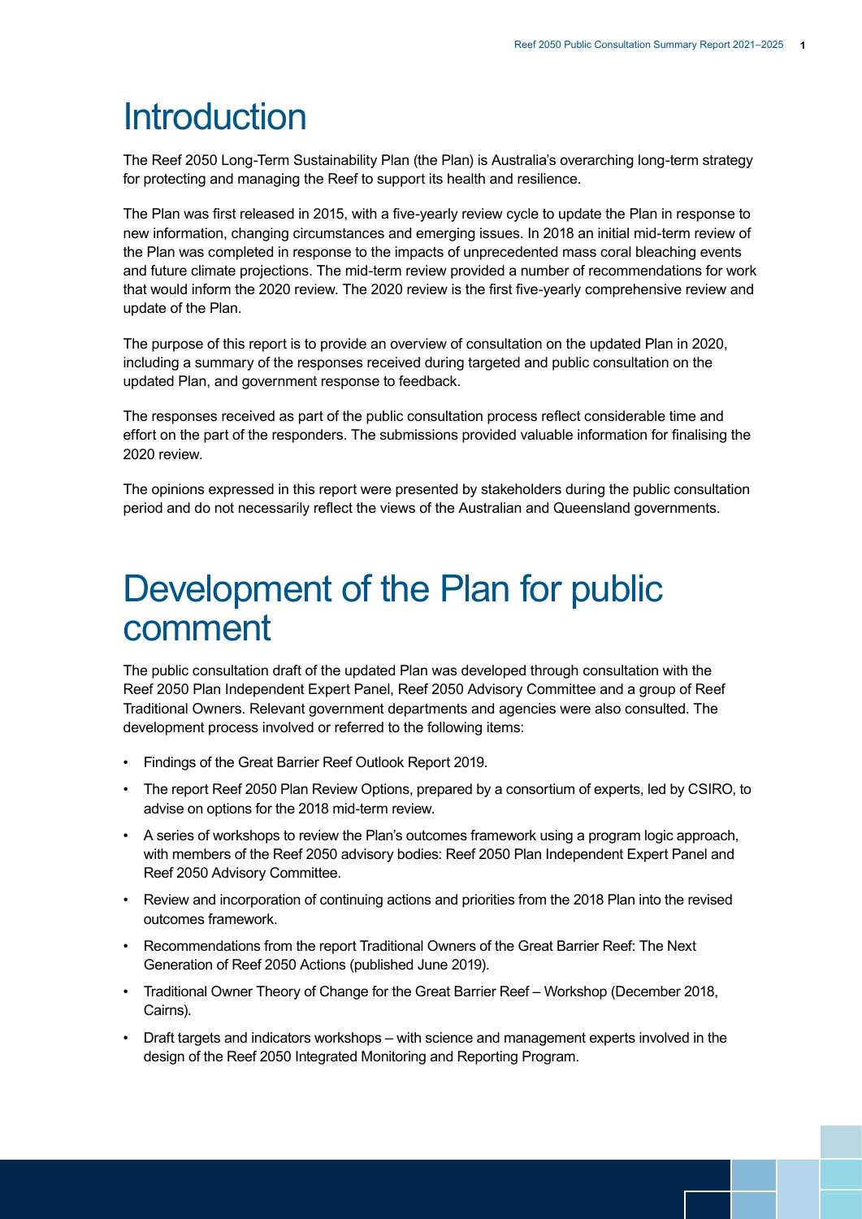# Introduction

The Reef 2050 Long-Term Sustainability Plan (the Plan) is Australia's overarching long-term strategy for protecting and managing the Reef to support its health and resilience.

The Plan was first released in 2015, with a five-yearly review cycle to update the Plan in response to new information, changing circumstances and emerging issues. In 2018 an initial mid-term review of the Plan was completed in response to the impacts of unprecedented mass coral bleaching events and future climate projections. The mid-term review provided a number of recommendations for work that would inform the 2020 review. The 2020 review is the first five-yearly comprehensive review and update of the Plan.

The purpose of this report is to provide an overview of consultation on the updated Plan in 2020, including a summary of the responses received during targeted and public consultation on the updated Plan, and government response to feedback.

The responses received as part of the public consultation process reflect considerable time and effort on the part of the responders. The submissions provided valuable information for finalising the 2020 review.

The opinions expressed in this report were presented by stakeholders during the public consultation period and do not necessarily reflect the views of the Australian and Queensland governments.

# Development of the Plan for public comment

The public consultation draft of the updated Plan was developed through consultation with the Reef 2050 Plan Independent Expert Panel, Reef 2050 Advisory Committee and a group of Reef Traditional Owners. Relevant government departments and agencies were also consulted. The development process involved or referred to the following items:

- Findings of the Great Barrier Reef Outlook Report 2019.
- The report Reef 2050 Plan Review Options, prepared by a consortium of experts, led by CSIRO, to advise on options for the 2018 mid-term review.
- A series of workshops to review the Plan's outcomes framework using a program logic approach, with members of the Reef 2050 advisory bodies: Reef 2050 Plan Independent Expert Panel and Reef 2050 Advisory Committee.
- Review and incorporation of continuing actions and priorities from the 2018 Plan into the revised outcomes framework.
- Recommendations from the report Traditional Owners of the Great Barrier Reef: The Next Generation of Reef 2050 Actions (published June 2019).
- Traditional Owner Theory of Change for the Great Barrier Reef – Workshop (December 2018, Cairns).
- Draft targets and indicators workshops – with science and management experts involved in the design of the Reef 2050 Integrated Monitoring and Reporting Program.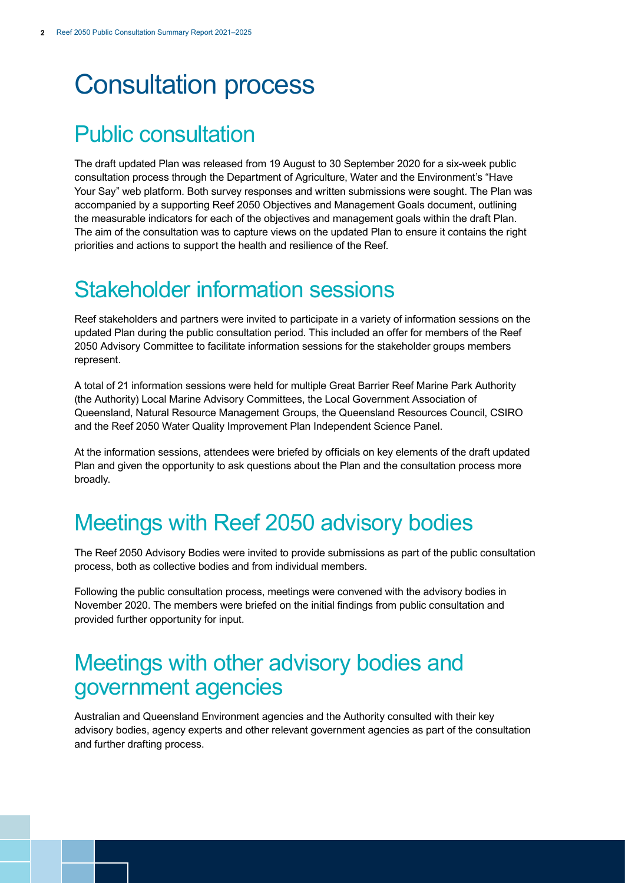# Consultation process

## Public consultation

The draft updated Plan was released from 19 August to 30 September 2020 for a six-week public consultation process through the Department of Agriculture, Water and the Environment's "Have Your Say" web platform. Both survey responses and written submissions were sought. The Plan was accompanied by a supporting Reef 2050 Objectives and Management Goals document, outlining the measurable indicators for each of the objectives and management goals within the draft Plan. The aim of the consultation was to capture views on the updated Plan to ensure it contains the right priorities and actions to support the health and resilience of the Reef.

## Stakeholder information sessions

Reef stakeholders and partners were invited to participate in a variety of information sessions on the updated Plan during the public consultation period. This included an offer for members of the Reef 2050 Advisory Committee to facilitate information sessions for the stakeholder groups members represent.

A total of 21 information sessions were held for multiple Great Barrier Reef Marine Park Authority (the Authority) Local Marine Advisory Committees, the Local Government Association of Queensland, Natural Resource Management Groups, the Queensland Resources Council, CSIRO and the Reef 2050 Water Quality Improvement Plan Independent Science Panel.

At the information sessions, attendees were briefed by officials on key elements of the draft updated Plan and given the opportunity to ask questions about the Plan and the consultation process more broadly.

## Meetings with Reef 2050 advisory bodies

The Reef 2050 Advisory Bodies were invited to provide submissions as part of the public consultation process, both as collective bodies and from individual members.

Following the public consultation process, meetings were convened with the advisory bodies in November 2020. The members were briefed on the initial findings from public consultation and provided further opportunity for input.

## Meetings with other advisory bodies and government agencies

Australian and Queensland Environment agencies and the Authority consulted with their key advisory bodies, agency experts and other relevant government agencies as part of the consultation and further drafting process.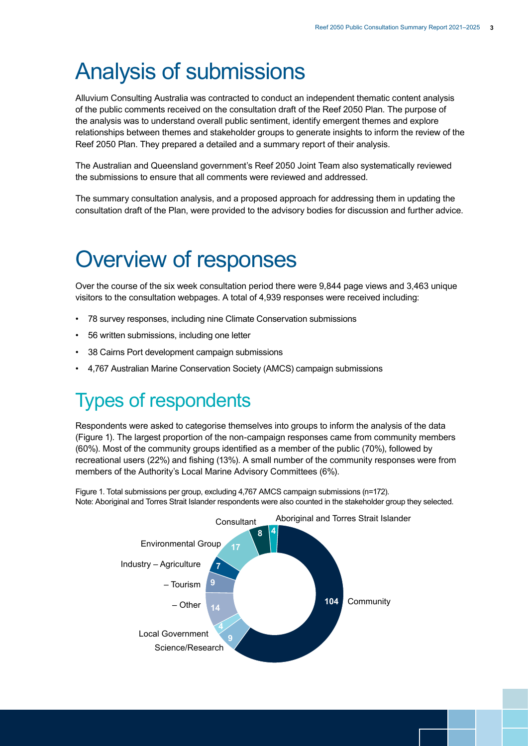# Analysis of submissions

Alluvium Consulting Australia was contracted to conduct an independent thematic content analysis of the public comments received on the consultation draft of the Reef 2050 Plan. The purpose of the analysis was to understand overall public sentiment, identify emergent themes and explore relationships between themes and stakeholder groups to generate insights to inform the review of the Reef 2050 Plan. They prepared a detailed and a summary report of their analysis.

The Australian and Queensland government's Reef 2050 Joint Team also systematically reviewed the submissions to ensure that all comments were reviewed and addressed.

The summary consultation analysis, and a proposed approach for addressing them in updating the consultation draft of the Plan, were provided to the advisory bodies for discussion and further advice.

# Overview of responses

Over the course of the six week consultation period there were 9,844 page views and 3,463 unique visitors to the consultation webpages. A total of 4,939 responses were received including:

- 78 survey responses, including nine Climate Conservation submissions
- 56 written submissions, including one letter
- 38 Cairns Port development campaign submissions
- 4,767 Australian Marine Conservation Society (AMCS) campaign submissions

## Types of respondents

Respondents were asked to categorise themselves into groups to inform the analysis of the data (Figure 1). The largest proportion of the non-campaign responses came from community members (60%). Most of the community groups identified as a member of the public (70%), followed by recreational users (22%) and fishing (13%). A small number of the community responses were from members of the Authority's Local Marine Advisory Committees (6%).

Figure 1. Total submissions per group, excluding 4,767 AMCS campaign submissions (n=172).
Note: Aboriginal and Torres Strait Islander respondents were also counted in the stakeholder group they selected.

| Group | Submissions |
|---|---|
| Community | 104 |
| Science/Research | 9 |
| Local Government | 4 |
| Industry – Other | 14 |
| Industry – Tourism | 9 |
| Industry – Agriculture | 7 |
| Environmental Group | 17 |
| Consultant | 8 |
| Aboriginal and Torres Strait Islander | 4 |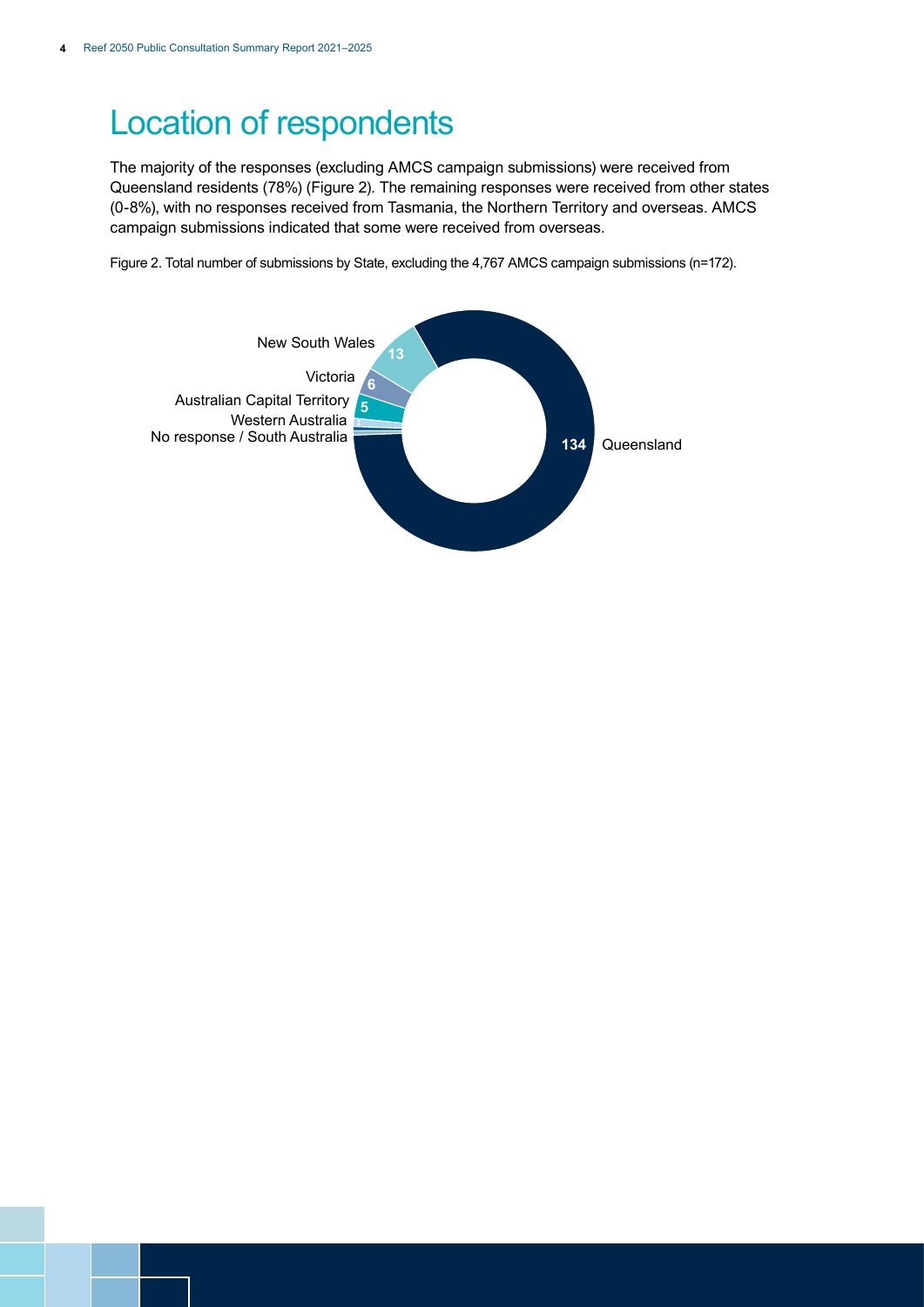# Location of respondents

The majority of the responses (excluding AMCS campaign submissions) were received from Queensland residents (78%) (Figure 2). The remaining responses were received from other states (0-8%), with no responses received from Tasmania, the Northern Territory and overseas. AMCS campaign submissions indicated that some were received from overseas.

Figure 2. Total number of submissions by State, excluding the 4,767 AMCS campaign submissions (n=172).

New South Wales 13
Victoria 6
Australian Capital Territory 5
Western Australia 2
No response / South Australia
Queensland 134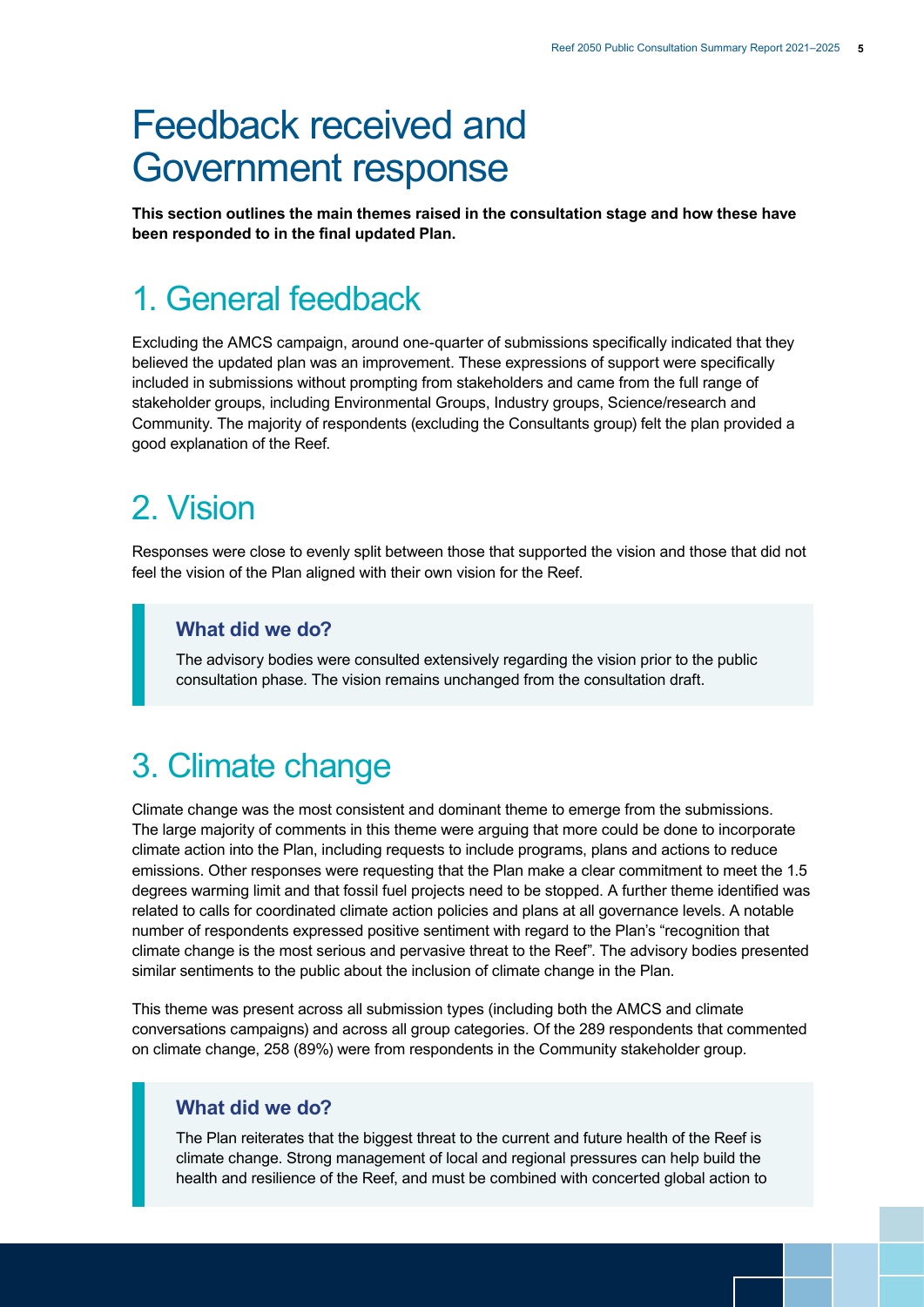# Feedback received and Government response

**This section outlines the main themes raised in the consultation stage and how these have been responded to in the final updated Plan.**

## 1. General feedback

Excluding the AMCS campaign, around one-quarter of submissions specifically indicated that they believed the updated plan was an improvement. These expressions of support were specifically included in submissions without prompting from stakeholders and came from the full range of stakeholder groups, including Environmental Groups, Industry groups, Science/research and Community. The majority of respondents (excluding the Consultants group) felt the plan provided a good explanation of the Reef.

## 2. Vision

Responses were close to evenly split between those that supported the vision and those that did not feel the vision of the Plan aligned with their own vision for the Reef.

### What did we do?

The advisory bodies were consulted extensively regarding the vision prior to the public consultation phase. The vision remains unchanged from the consultation draft.

## 3. Climate change

Climate change was the most consistent and dominant theme to emerge from the submissions. The large majority of comments in this theme were arguing that more could be done to incorporate climate action into the Plan, including requests to include programs, plans and actions to reduce emissions. Other responses were requesting that the Plan make a clear commitment to meet the 1.5 degrees warming limit and that fossil fuel projects need to be stopped. A further theme identified was related to calls for coordinated climate action policies and plans at all governance levels. A notable number of respondents expressed positive sentiment with regard to the Plan's "recognition that climate change is the most serious and pervasive threat to the Reef". The advisory bodies presented similar sentiments to the public about the inclusion of climate change in the Plan.

This theme was present across all submission types (including both the AMCS and climate conversations campaigns) and across all group categories. Of the 289 respondents that commented on climate change, 258 (89%) were from respondents in the Community stakeholder group.

### What did we do?

The Plan reiterates that the biggest threat to the current and future health of the Reef is climate change. Strong management of local and regional pressures can help build the health and resilience of the Reef, and must be combined with concerted global action to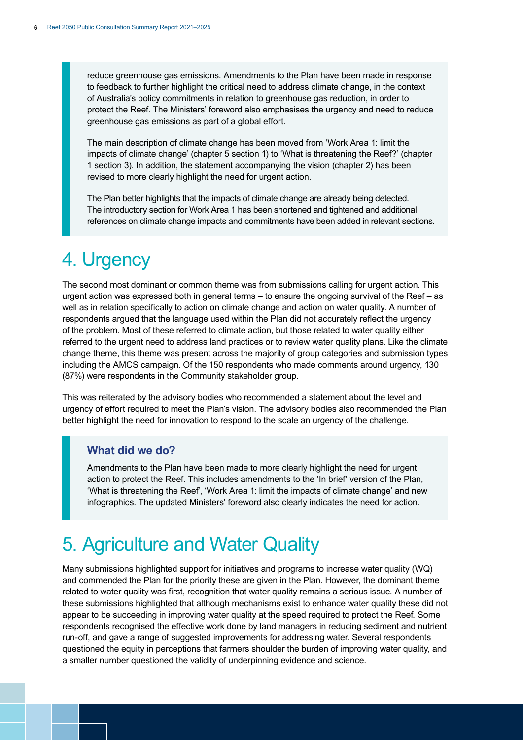reduce greenhouse gas emissions. Amendments to the Plan have been made in response to feedback to further highlight the critical need to address climate change, in the context of Australia's policy commitments in relation to greenhouse gas reduction, in order to protect the Reef. The Ministers' foreword also emphasises the urgency and need to reduce greenhouse gas emissions as part of a global effort.

The main description of climate change has been moved from 'Work Area 1: limit the impacts of climate change' (chapter 5 section 1) to 'What is threatening the Reef?' (chapter 1 section 3). In addition, the statement accompanying the vision (chapter 2) has been revised to more clearly highlight the need for urgent action.

The Plan better highlights that the impacts of climate change are already being detected. The introductory section for Work Area 1 has been shortened and tightened and additional references on climate change impacts and commitments have been added in relevant sections.

# 4. Urgency

The second most dominant or common theme was from submissions calling for urgent action. This urgent action was expressed both in general terms – to ensure the ongoing survival of the Reef – as well as in relation specifically to action on climate change and action on water quality. A number of respondents argued that the language used within the Plan did not accurately reflect the urgency of the problem. Most of these referred to climate action, but those related to water quality either referred to the urgent need to address land practices or to review water quality plans. Like the climate change theme, this theme was present across the majority of group categories and submission types including the AMCS campaign. Of the 150 respondents who made comments around urgency, 130 (87%) were respondents in the Community stakeholder group.

This was reiterated by the advisory bodies who recommended a statement about the level and urgency of effort required to meet the Plan's vision. The advisory bodies also recommended the Plan better highlight the need for innovation to respond to the scale an urgency of the challenge.

### What did we do?

Amendments to the Plan have been made to more clearly highlight the need for urgent action to protect the Reef. This includes amendments to the 'In brief' version of the Plan, 'What is threatening the Reef', 'Work Area 1: limit the impacts of climate change' and new infographics. The updated Ministers' foreword also clearly indicates the need for action.

# 5. Agriculture and Water Quality

Many submissions highlighted support for initiatives and programs to increase water quality (WQ) and commended the Plan for the priority these are given in the Plan. However, the dominant theme related to water quality was first, recognition that water quality remains a serious issue. A number of these submissions highlighted that although mechanisms exist to enhance water quality these did not appear to be succeeding in improving water quality at the speed required to protect the Reef. Some respondents recognised the effective work done by land managers in reducing sediment and nutrient run-off, and gave a range of suggested improvements for addressing water. Several respondents questioned the equity in perceptions that farmers shoulder the burden of improving water quality, and a smaller number questioned the validity of underpinning evidence and science.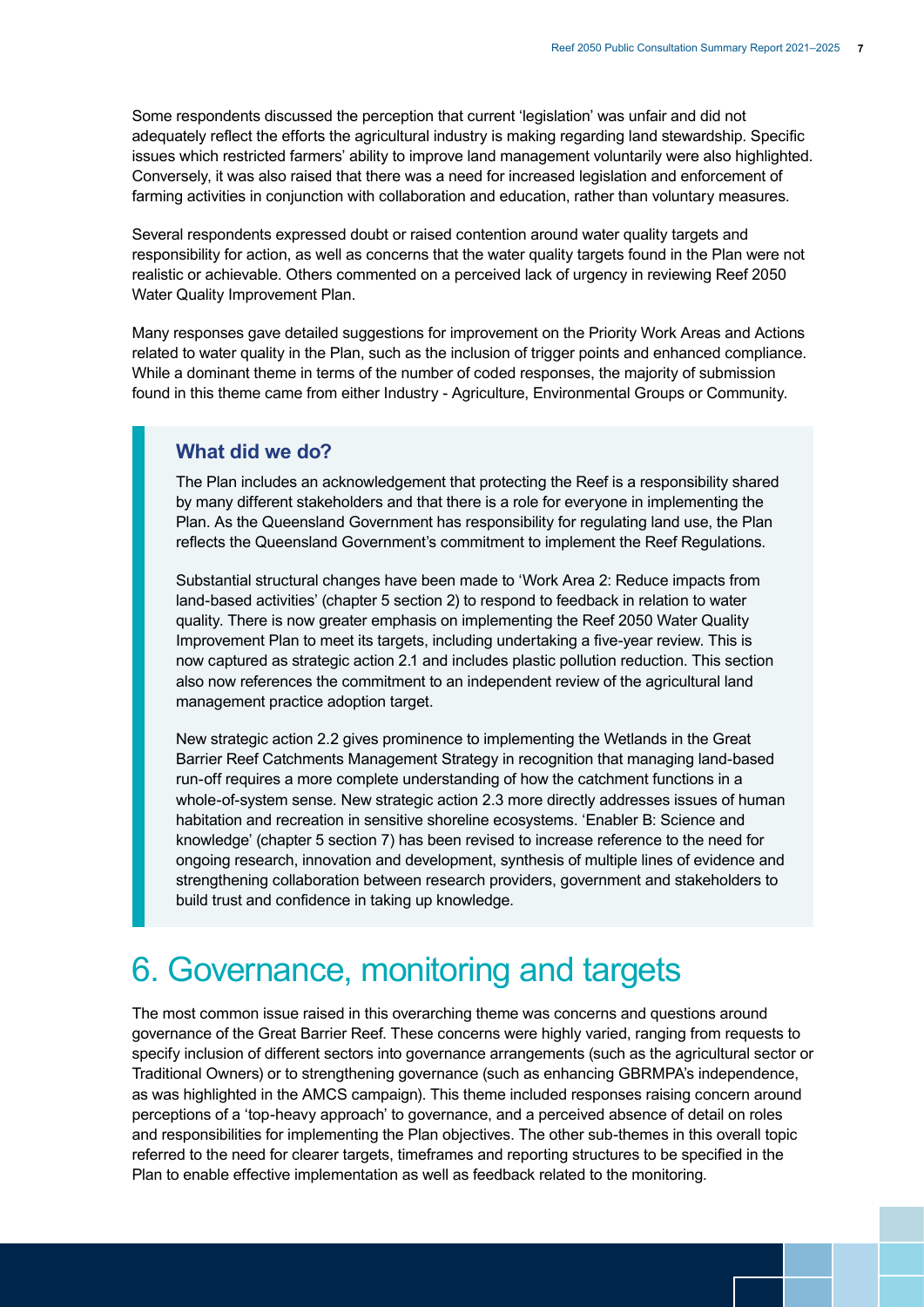Some respondents discussed the perception that current 'legislation' was unfair and did not adequately reflect the efforts the agricultural industry is making regarding land stewardship. Specific issues which restricted farmers' ability to improve land management voluntarily were also highlighted. Conversely, it was also raised that there was a need for increased legislation and enforcement of farming activities in conjunction with collaboration and education, rather than voluntary measures.

Several respondents expressed doubt or raised contention around water quality targets and responsibility for action, as well as concerns that the water quality targets found in the Plan were not realistic or achievable. Others commented on a perceived lack of urgency in reviewing Reef 2050 Water Quality Improvement Plan.

Many responses gave detailed suggestions for improvement on the Priority Work Areas and Actions related to water quality in the Plan, such as the inclusion of trigger points and enhanced compliance. While a dominant theme in terms of the number of coded responses, the majority of submission found in this theme came from either Industry - Agriculture, Environmental Groups or Community.

### What did we do?

The Plan includes an acknowledgement that protecting the Reef is a responsibility shared by many different stakeholders and that there is a role for everyone in implementing the Plan. As the Queensland Government has responsibility for regulating land use, the Plan reflects the Queensland Government's commitment to implement the Reef Regulations.

Substantial structural changes have been made to 'Work Area 2: Reduce impacts from land-based activities' (chapter 5 section 2) to respond to feedback in relation to water quality. There is now greater emphasis on implementing the Reef 2050 Water Quality Improvement Plan to meet its targets, including undertaking a five-year review. This is now captured as strategic action 2.1 and includes plastic pollution reduction. This section also now references the commitment to an independent review of the agricultural land management practice adoption target.

New strategic action 2.2 gives prominence to implementing the Wetlands in the Great Barrier Reef Catchments Management Strategy in recognition that managing land-based run-off requires a more complete understanding of how the catchment functions in a whole-of-system sense. New strategic action 2.3 more directly addresses issues of human habitation and recreation in sensitive shoreline ecosystems. 'Enabler B: Science and knowledge' (chapter 5 section 7) has been revised to increase reference to the need for ongoing research, innovation and development, synthesis of multiple lines of evidence and strengthening collaboration between research providers, government and stakeholders to build trust and confidence in taking up knowledge.

## 6. Governance, monitoring and targets

The most common issue raised in this overarching theme was concerns and questions around governance of the Great Barrier Reef. These concerns were highly varied, ranging from requests to specify inclusion of different sectors into governance arrangements (such as the agricultural sector or Traditional Owners) or to strengthening governance (such as enhancing GBRMPA's independence, as was highlighted in the AMCS campaign). This theme included responses raising concern around perceptions of a 'top-heavy approach' to governance, and a perceived absence of detail on roles and responsibilities for implementing the Plan objectives. The other sub-themes in this overall topic referred to the need for clearer targets, timeframes and reporting structures to be specified in the Plan to enable effective implementation as well as feedback related to the monitoring.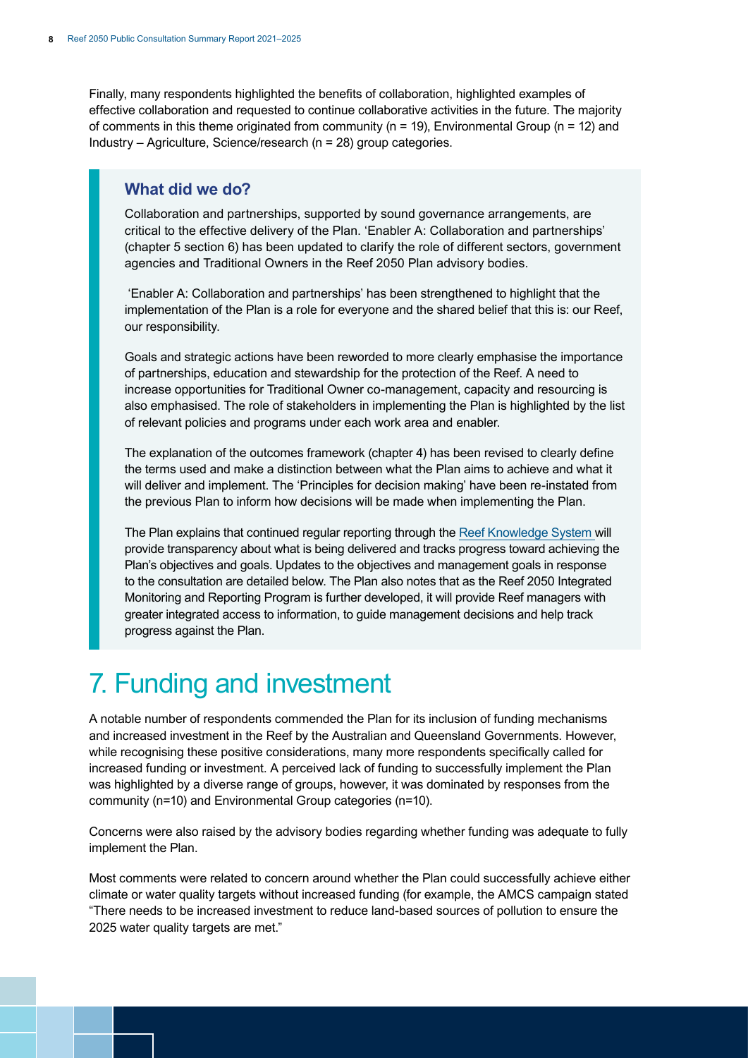Finally, many respondents highlighted the benefits of collaboration, highlighted examples of effective collaboration and requested to continue collaborative activities in the future. The majority of comments in this theme originated from community (n = 19), Environmental Group (n = 12) and Industry – Agriculture, Science/research (n = 28) group categories.

### What did we do?

Collaboration and partnerships, supported by sound governance arrangements, are critical to the effective delivery of the Plan. 'Enabler A: Collaboration and partnerships' (chapter 5 section 6) has been updated to clarify the role of different sectors, government agencies and Traditional Owners in the Reef 2050 Plan advisory bodies.

'Enabler A: Collaboration and partnerships' has been strengthened to highlight that the implementation of the Plan is a role for everyone and the shared belief that this is: our Reef, our responsibility.

Goals and strategic actions have been reworded to more clearly emphasise the importance of partnerships, education and stewardship for the protection of the Reef. A need to increase opportunities for Traditional Owner co-management, capacity and resourcing is also emphasised. The role of stakeholders in implementing the Plan is highlighted by the list of relevant policies and programs under each work area and enabler.

The explanation of the outcomes framework (chapter 4) has been revised to clearly define the terms used and make a distinction between what the Plan aims to achieve and what it will deliver and implement. The 'Principles for decision making' have been re-instated from the previous Plan to inform how decisions will be made when implementing the Plan.

The Plan explains that continued regular reporting through the Reef Knowledge System will provide transparency about what is being delivered and tracks progress toward achieving the Plan's objectives and goals. Updates to the objectives and management goals in response to the consultation are detailed below. The Plan also notes that as the Reef 2050 Integrated Monitoring and Reporting Program is further developed, it will provide Reef managers with greater integrated access to information, to guide management decisions and help track progress against the Plan.

# 7. Funding and investment

A notable number of respondents commended the Plan for its inclusion of funding mechanisms and increased investment in the Reef by the Australian and Queensland Governments. However, while recognising these positive considerations, many more respondents specifically called for increased funding or investment. A perceived lack of funding to successfully implement the Plan was highlighted by a diverse range of groups, however, it was dominated by responses from the community (n=10) and Environmental Group categories (n=10).

Concerns were also raised by the advisory bodies regarding whether funding was adequate to fully implement the Plan.

Most comments were related to concern around whether the Plan could successfully achieve either climate or water quality targets without increased funding (for example, the AMCS campaign stated "There needs to be increased investment to reduce land-based sources of pollution to ensure the 2025 water quality targets are met."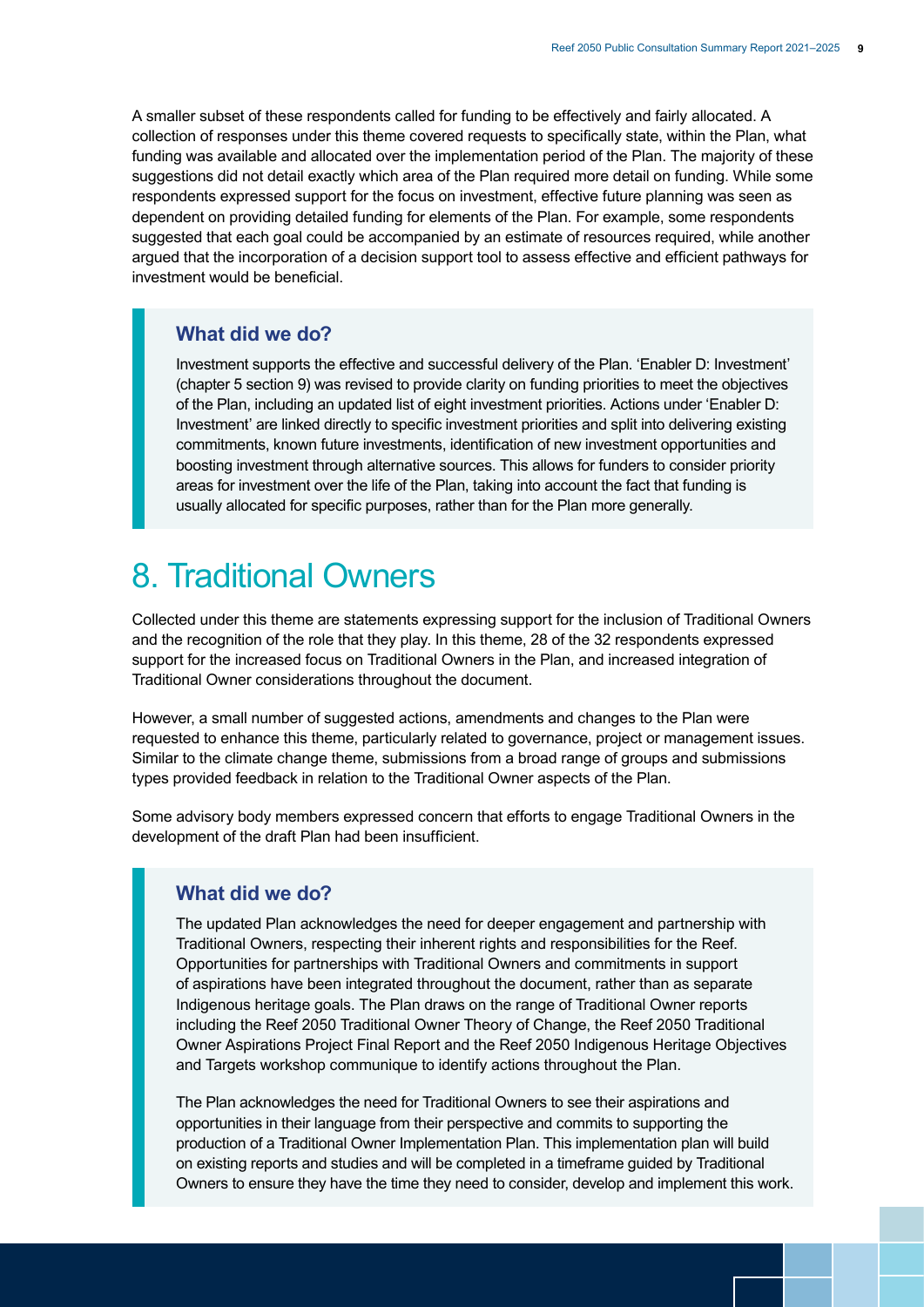A smaller subset of these respondents called for funding to be effectively and fairly allocated. A collection of responses under this theme covered requests to specifically state, within the Plan, what funding was available and allocated over the implementation period of the Plan. The majority of these suggestions did not detail exactly which area of the Plan required more detail on funding. While some respondents expressed support for the focus on investment, effective future planning was seen as dependent on providing detailed funding for elements of the Plan. For example, some respondents suggested that each goal could be accompanied by an estimate of resources required, while another argued that the incorporation of a decision support tool to assess effective and efficient pathways for investment would be beneficial.

### What did we do?

Investment supports the effective and successful delivery of the Plan. 'Enabler D: Investment' (chapter 5 section 9) was revised to provide clarity on funding priorities to meet the objectives of the Plan, including an updated list of eight investment priorities. Actions under 'Enabler D: Investment' are linked directly to specific investment priorities and split into delivering existing commitments, known future investments, identification of new investment opportunities and boosting investment through alternative sources. This allows for funders to consider priority areas for investment over the life of the Plan, taking into account the fact that funding is usually allocated for specific purposes, rather than for the Plan more generally.

## 8. Traditional Owners

Collected under this theme are statements expressing support for the inclusion of Traditional Owners and the recognition of the role that they play. In this theme, 28 of the 32 respondents expressed support for the increased focus on Traditional Owners in the Plan, and increased integration of Traditional Owner considerations throughout the document.

However, a small number of suggested actions, amendments and changes to the Plan were requested to enhance this theme, particularly related to governance, project or management issues. Similar to the climate change theme, submissions from a broad range of groups and submissions types provided feedback in relation to the Traditional Owner aspects of the Plan.

Some advisory body members expressed concern that efforts to engage Traditional Owners in the development of the draft Plan had been insufficient.

### What did we do?

The updated Plan acknowledges the need for deeper engagement and partnership with Traditional Owners, respecting their inherent rights and responsibilities for the Reef. Opportunities for partnerships with Traditional Owners and commitments in support of aspirations have been integrated throughout the document, rather than as separate Indigenous heritage goals. The Plan draws on the range of Traditional Owner reports including the Reef 2050 Traditional Owner Theory of Change, the Reef 2050 Traditional Owner Aspirations Project Final Report and the Reef 2050 Indigenous Heritage Objectives and Targets workshop communique to identify actions throughout the Plan.

The Plan acknowledges the need for Traditional Owners to see their aspirations and opportunities in their language from their perspective and commits to supporting the production of a Traditional Owner Implementation Plan. This implementation plan will build on existing reports and studies and will be completed in a timeframe guided by Traditional Owners to ensure they have the time they need to consider, develop and implement this work.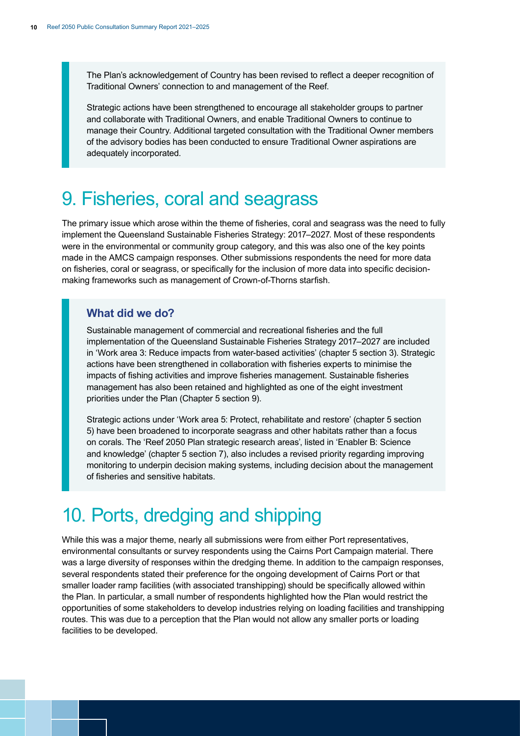The Plan's acknowledgement of Country has been revised to reflect a deeper recognition of Traditional Owners' connection to and management of the Reef.

Strategic actions have been strengthened to encourage all stakeholder groups to partner and collaborate with Traditional Owners, and enable Traditional Owners to continue to manage their Country. Additional targeted consultation with the Traditional Owner members of the advisory bodies has been conducted to ensure Traditional Owner aspirations are adequately incorporated.

## 9. Fisheries, coral and seagrass

The primary issue which arose within the theme of fisheries, coral and seagrass was the need to fully implement the Queensland Sustainable Fisheries Strategy: 2017–2027. Most of these respondents were in the environmental or community group category, and this was also one of the key points made in the AMCS campaign responses. Other submissions respondents the need for more data on fisheries, coral or seagrass, or specifically for the inclusion of more data into specific decision-making frameworks such as management of Crown-of-Thorns starfish.

### What did we do?

Sustainable management of commercial and recreational fisheries and the full implementation of the Queensland Sustainable Fisheries Strategy 2017–2027 are included in 'Work area 3: Reduce impacts from water-based activities' (chapter 5 section 3). Strategic actions have been strengthened in collaboration with fisheries experts to minimise the impacts of fishing activities and improve fisheries management. Sustainable fisheries management has also been retained and highlighted as one of the eight investment priorities under the Plan (Chapter 5 section 9).

Strategic actions under 'Work area 5: Protect, rehabilitate and restore' (chapter 5 section 5) have been broadened to incorporate seagrass and other habitats rather than a focus on corals. The 'Reef 2050 Plan strategic research areas', listed in 'Enabler B: Science and knowledge' (chapter 5 section 7), also includes a revised priority regarding improving monitoring to underpin decision making systems, including decision about the management of fisheries and sensitive habitats.

## 10. Ports, dredging and shipping

While this was a major theme, nearly all submissions were from either Port representatives, environmental consultants or survey respondents using the Cairns Port Campaign material. There was a large diversity of responses within the dredging theme. In addition to the campaign responses, several respondents stated their preference for the ongoing development of Cairns Port or that smaller loader ramp facilities (with associated transhipping) should be specifically allowed within the Plan. In particular, a small number of respondents highlighted how the Plan would restrict the opportunities of some stakeholders to develop industries relying on loading facilities and transhipping routes. This was due to a perception that the Plan would not allow any smaller ports or loading facilities to be developed.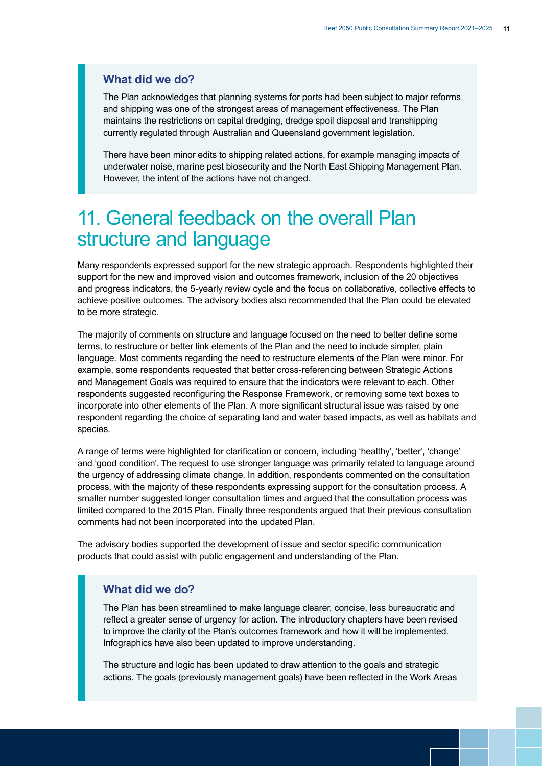### What did we do?

The Plan acknowledges that planning systems for ports had been subject to major reforms and shipping was one of the strongest areas of management effectiveness. The Plan maintains the restrictions on capital dredging, dredge spoil disposal and transhipping currently regulated through Australian and Queensland government legislation.

There have been minor edits to shipping related actions, for example managing impacts of underwater noise, marine pest biosecurity and the North East Shipping Management Plan. However, the intent of the actions have not changed.

# 11. General feedback on the overall Plan structure and language

Many respondents expressed support for the new strategic approach. Respondents highlighted their support for the new and improved vision and outcomes framework, inclusion of the 20 objectives and progress indicators, the 5-yearly review cycle and the focus on collaborative, collective effects to achieve positive outcomes. The advisory bodies also recommended that the Plan could be elevated to be more strategic.

The majority of comments on structure and language focused on the need to better define some terms, to restructure or better link elements of the Plan and the need to include simpler, plain language. Most comments regarding the need to restructure elements of the Plan were minor. For example, some respondents requested that better cross-referencing between Strategic Actions and Management Goals was required to ensure that the indicators were relevant to each. Other respondents suggested reconfiguring the Response Framework, or removing some text boxes to incorporate into other elements of the Plan. A more significant structural issue was raised by one respondent regarding the choice of separating land and water based impacts, as well as habitats and species.

A range of terms were highlighted for clarification or concern, including 'healthy', 'better', 'change' and 'good condition'. The request to use stronger language was primarily related to language around the urgency of addressing climate change. In addition, respondents commented on the consultation process, with the majority of these respondents expressing support for the consultation process. A smaller number suggested longer consultation times and argued that the consultation process was limited compared to the 2015 Plan. Finally three respondents argued that their previous consultation comments had not been incorporated into the updated Plan.

The advisory bodies supported the development of issue and sector specific communication products that could assist with public engagement and understanding of the Plan.

### What did we do?

The Plan has been streamlined to make language clearer, concise, less bureaucratic and reflect a greater sense of urgency for action. The introductory chapters have been revised to improve the clarity of the Plan's outcomes framework and how it will be implemented. Infographics have also been updated to improve understanding.

The structure and logic has been updated to draw attention to the goals and strategic actions. The goals (previously management goals) have been reflected in the Work Areas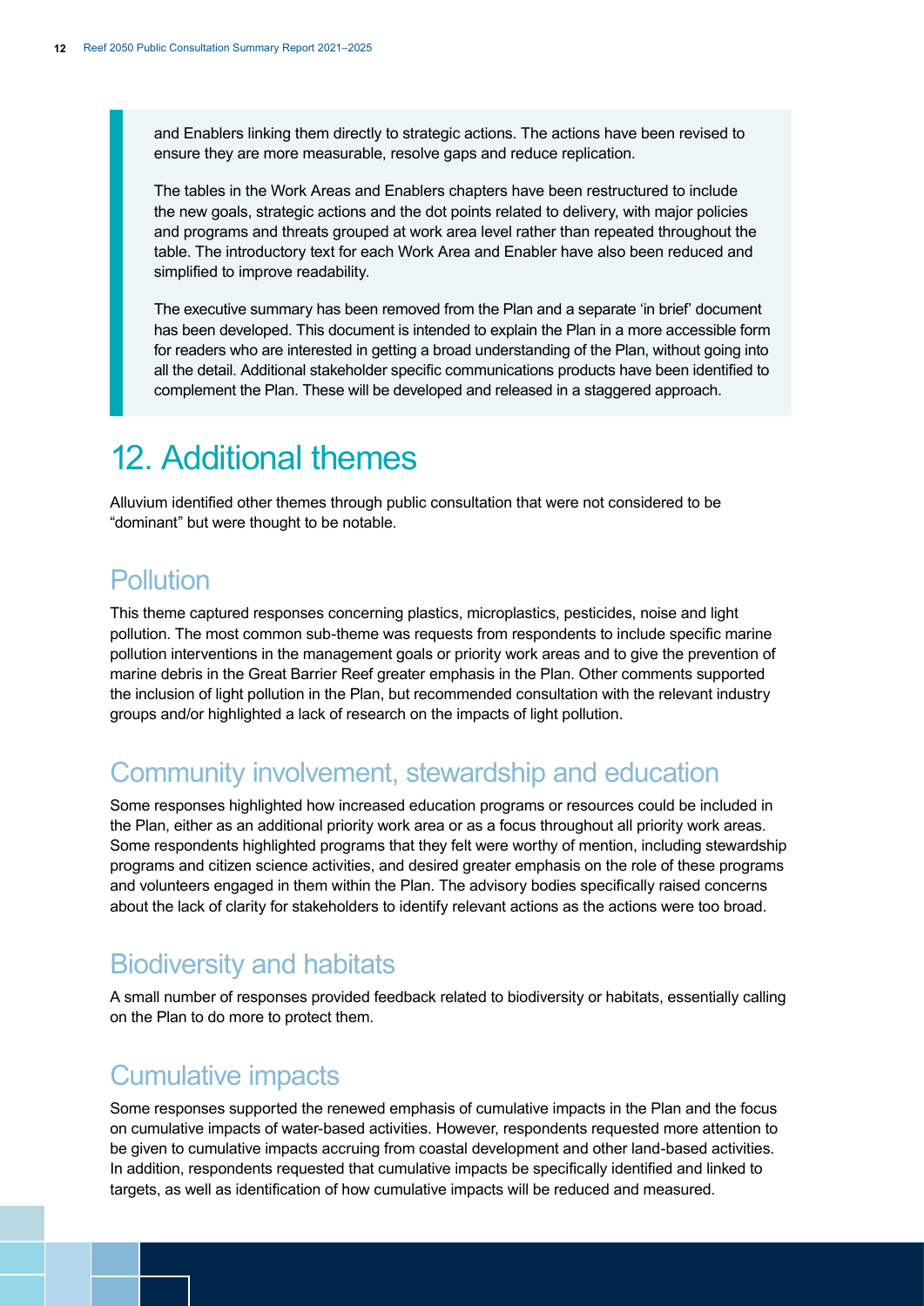and Enablers linking them directly to strategic actions. The actions have been revised to ensure they are more measurable, resolve gaps and reduce replication.

The tables in the Work Areas and Enablers chapters have been restructured to include the new goals, strategic actions and the dot points related to delivery, with major policies and programs and threats grouped at work area level rather than repeated throughout the table. The introductory text for each Work Area and Enabler have also been reduced and simplified to improve readability.

The executive summary has been removed from the Plan and a separate 'in brief' document has been developed. This document is intended to explain the Plan in a more accessible form for readers who are interested in getting a broad understanding of the Plan, without going into all the detail. Additional stakeholder specific communications products have been identified to complement the Plan. These will be developed and released in a staggered approach.

# 12. Additional themes

Alluvium identified other themes through public consultation that were not considered to be "dominant" but were thought to be notable.

## Pollution

This theme captured responses concerning plastics, microplastics, pesticides, noise and light pollution. The most common sub-theme was requests from respondents to include specific marine pollution interventions in the management goals or priority work areas and to give the prevention of marine debris in the Great Barrier Reef greater emphasis in the Plan. Other comments supported the inclusion of light pollution in the Plan, but recommended consultation with the relevant industry groups and/or highlighted a lack of research on the impacts of light pollution.

## Community involvement, stewardship and education

Some responses highlighted how increased education programs or resources could be included in the Plan, either as an additional priority work area or as a focus throughout all priority work areas. Some respondents highlighted programs that they felt were worthy of mention, including stewardship programs and citizen science activities, and desired greater emphasis on the role of these programs and volunteers engaged in them within the Plan. The advisory bodies specifically raised concerns about the lack of clarity for stakeholders to identify relevant actions as the actions were too broad.

## Biodiversity and habitats

A small number of responses provided feedback related to biodiversity or habitats, essentially calling on the Plan to do more to protect them.

## Cumulative impacts

Some responses supported the renewed emphasis of cumulative impacts in the Plan and the focus on cumulative impacts of water-based activities. However, respondents requested more attention to be given to cumulative impacts accruing from coastal development and other land-based activities. In addition, respondents requested that cumulative impacts be specifically identified and linked to targets, as well as identification of how cumulative impacts will be reduced and measured.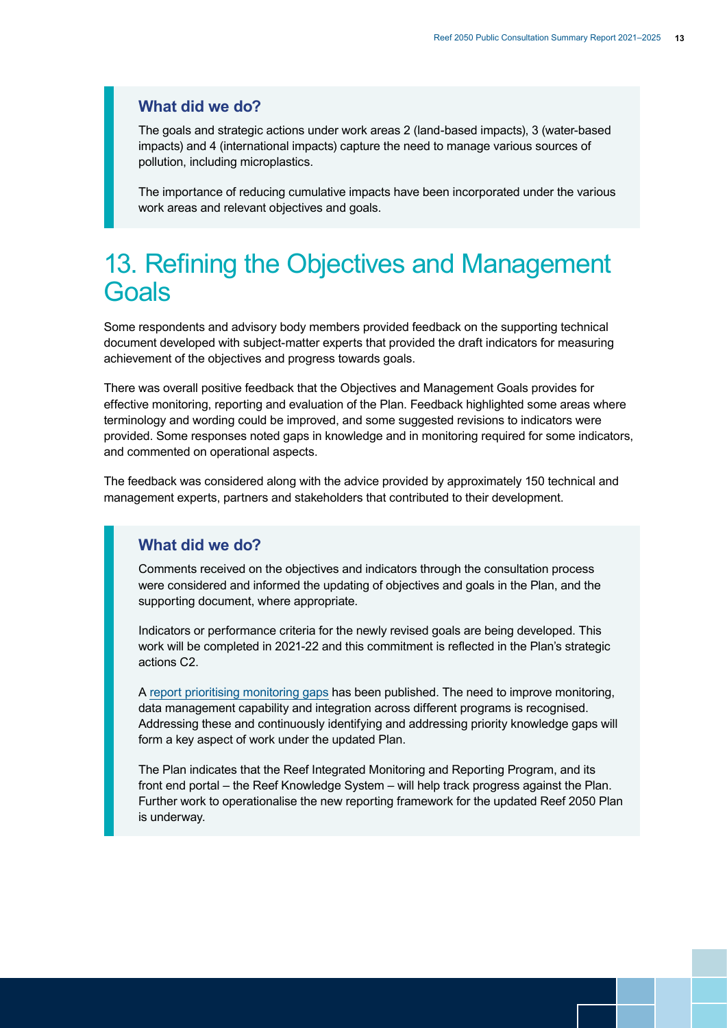### What did we do?

The goals and strategic actions under work areas 2 (land-based impacts), 3 (water-based impacts) and 4 (international impacts) capture the need to manage various sources of pollution, including microplastics.

The importance of reducing cumulative impacts have been incorporated under the various work areas and relevant objectives and goals.

# 13. Refining the Objectives and Management Goals

Some respondents and advisory body members provided feedback on the supporting technical document developed with subject-matter experts that provided the draft indicators for measuring achievement of the objectives and progress towards goals.

There was overall positive feedback that the Objectives and Management Goals provides for effective monitoring, reporting and evaluation of the Plan. Feedback highlighted some areas where terminology and wording could be improved, and some suggested revisions to indicators were provided. Some responses noted gaps in knowledge and in monitoring required for some indicators, and commented on operational aspects.

The feedback was considered along with the advice provided by approximately 150 technical and management experts, partners and stakeholders that contributed to their development.

### What did we do?

Comments received on the objectives and indicators through the consultation process were considered and informed the updating of objectives and goals in the Plan, and the supporting document, where appropriate.

Indicators or performance criteria for the newly revised goals are being developed. This work will be completed in 2021-22 and this commitment is reflected in the Plan's strategic actions C2.

A report prioritising monitoring gaps has been published. The need to improve monitoring, data management capability and integration across different programs is recognised. Addressing these and continuously identifying and addressing priority knowledge gaps will form a key aspect of work under the updated Plan.

The Plan indicates that the Reef Integrated Monitoring and Reporting Program, and its front end portal – the Reef Knowledge System – will help track progress against the Plan. Further work to operationalise the new reporting framework for the updated Reef 2050 Plan is underway.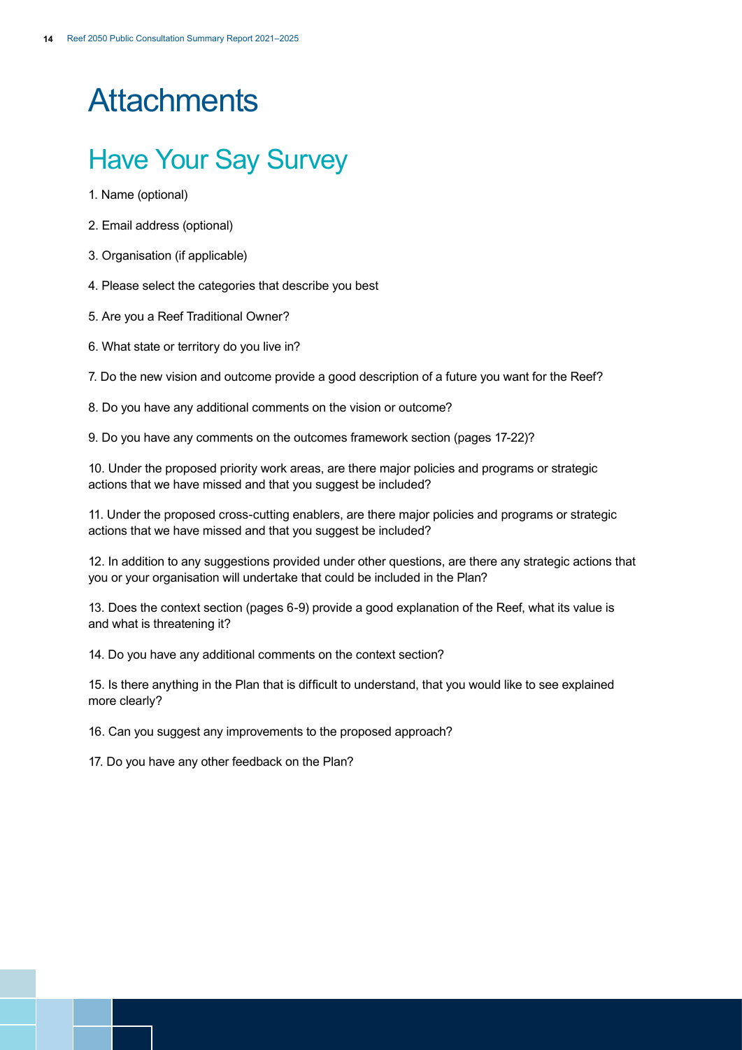# Attachments

## Have Your Say Survey

1. Name (optional)
2. Email address (optional)
3. Organisation (if applicable)
4. Please select the categories that describe you best
5. Are you a Reef Traditional Owner?
6. What state or territory do you live in?
7. Do the new vision and outcome provide a good description of a future you want for the Reef?
8. Do you have any additional comments on the vision or outcome?
9. Do you have any comments on the outcomes framework section (pages 17-22)?
10. Under the proposed priority work areas, are there major policies and programs or strategic actions that we have missed and that you suggest be included?
11. Under the proposed cross-cutting enablers, are there major policies and programs or strategic actions that we have missed and that you suggest be included?
12. In addition to any suggestions provided under other questions, are there any strategic actions that you or your organisation will undertake that could be included in the Plan?
13. Does the context section (pages 6-9) provide a good explanation of the Reef, what its value is and what is threatening it?
14. Do you have any additional comments on the context section?
15. Is there anything in the Plan that is difficult to understand, that you would like to see explained more clearly?
16. Can you suggest any improvements to the proposed approach?
17. Do you have any other feedback on the Plan?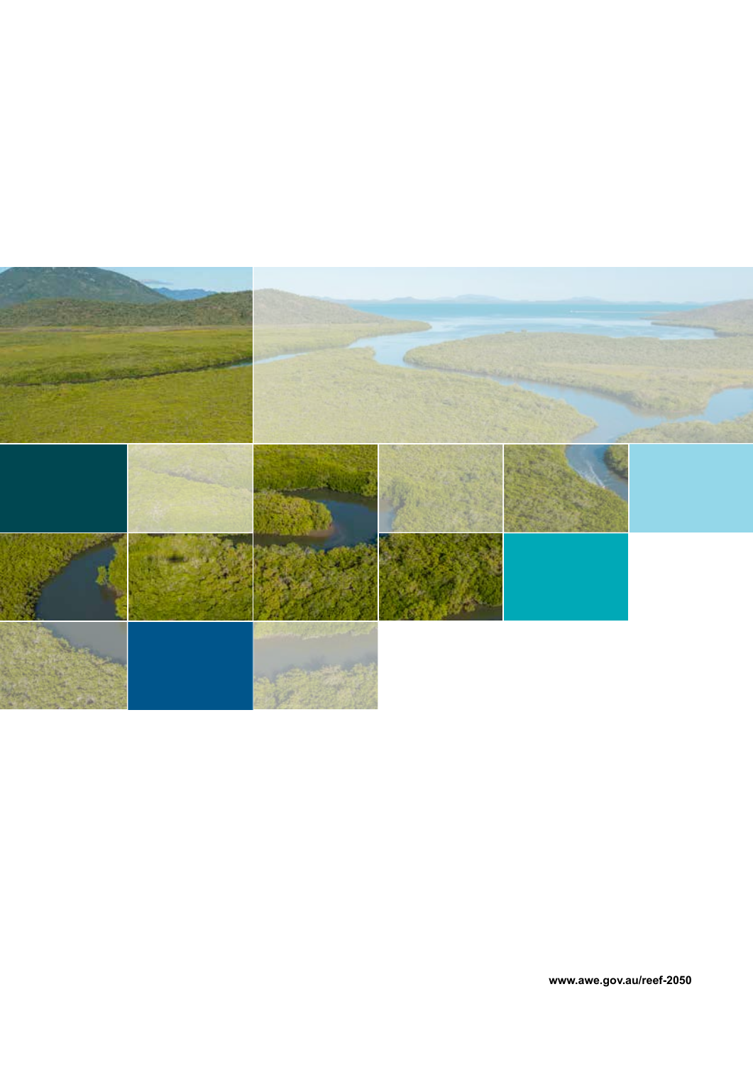www.awe.gov.au/reef-2050